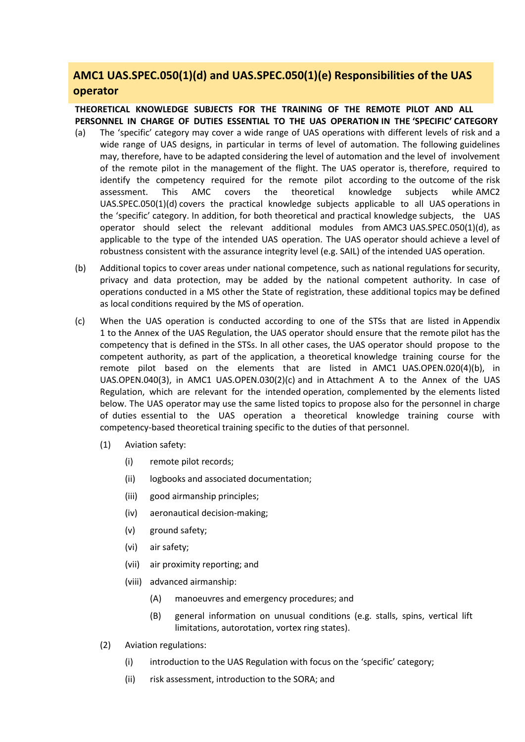## AMC1 UAS.SPEC.050(1)(d) and UAS.SPEC.050(1)(e) Responsibilities of the UAS operator

**THEORETICAL KNOWLEDGE SUBJECTS FOR THE TRAINING OF THE REMOTE PILOT AND ALL PERSONNEL IN CHARGE OF DUTIES ESSENTIAL TO THE UAS OPERATION IN THE 'SPECIFIC' CATEGORY**

(a) The 'specific' category may cover a wide range of UAS operations with different levels of risk and a wide range of UAS designs, in particular in terms of level of automation. The following guidelines may, therefore, have to be adapted considering the level of automation and the level of involvement of the remote pilot in the management of the flight. The UAS operator is, therefore, required to identify the competency required for the remote pilot according to the outcome of the risk assessment. This AMC covers the theoretical knowledge subjects while AMC2 UAS.SPEC.050(1)(d) covers the practical knowledge subjects applicable to all UAS operations in the 'specific' category. In addition, for both theoretical and practical knowledge subjects, the UAS operator should select the relevant additional modules from AMC3 UAS.SPEC.050(1)(d), as applicable to the type of the intended UAS operation. The UAS operator should achieve a level of robustness consistent with the assurance integrity level (e.g. SAIL) of the intended UAS operation.

(b) Additional topics to cover areas under national competence, such as national regulations for security, privacy and data protection, may be added by the national competent authority. In case of operations conducted in a MS other the State of registration, these additional topics may be defined as local conditions required by the MS of operation.

(c) When the UAS operation is conducted according to one of the STSs that are listed in Appendix 1 to the Annex of the UAS Regulation, the UAS operator should ensure that the remote pilot has the competency that is defined in the STSs. In all other cases, the UAS operator should propose to the competent authority, as part of the application, a theoretical knowledge training course for the remote pilot based on the elements that are listed in AMC1 UAS.OPEN.020(4)(b), in UAS.OPEN.040(3), in AMC1 UAS.OPEN.030(2)(c) and in Attachment A to the Annex of the UAS Regulation, which are relevant for the intended operation, complemented by the elements listed below. The UAS operator may use the same listed topics to propose also for the personnel in charge of duties essential to the UAS operation a theoretical knowledge training course with competency-based theoretical training specific to the duties of that personnel.

   (1) Aviation safety:

      (i) remote pilot records;

      (ii) logbooks and associated documentation;

      (iii) good airmanship principles;

      (iv) aeronautical decision-making;

      (v) ground safety;

      (vi) air safety;

      (vii) air proximity reporting; and

      (viii) advanced airmanship:

         (A) manoeuvres and emergency procedures; and

         (B) general information on unusual conditions (e.g. stalls, spins, vertical lift limitations, autorotation, vortex ring states).

   (2) Aviation regulations:

      (i) introduction to the UAS Regulation with focus on the 'specific' category;

      (ii) risk assessment, introduction to the SORA; and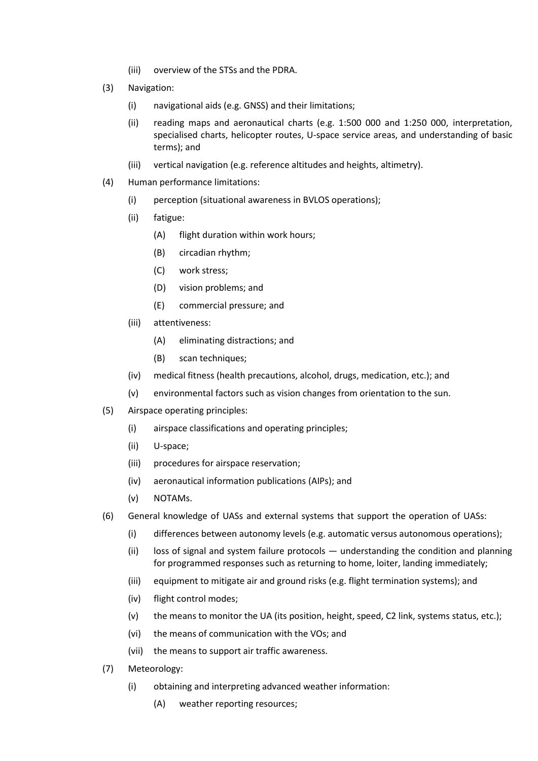(iii) overview of the STSs and the PDRA.

(3) Navigation:

(i) navigational aids (e.g. GNSS) and their limitations;

(ii) reading maps and aeronautical charts (e.g. 1:500 000 and 1:250 000, interpretation, specialised charts, helicopter routes, U-space service areas, and understanding of basic terms); and

(iii) vertical navigation (e.g. reference altitudes and heights, altimetry).

(4) Human performance limitations:

(i) perception (situational awareness in BVLOS operations);

(ii) fatigue:

(A) flight duration within work hours;

(B) circadian rhythm;

(C) work stress;

(D) vision problems; and

(E) commercial pressure; and

(iii) attentiveness:

(A) eliminating distractions; and

(B) scan techniques;

(iv) medical fitness (health precautions, alcohol, drugs, medication, etc.); and

(v) environmental factors such as vision changes from orientation to the sun.

(5) Airspace operating principles:

(i) airspace classifications and operating principles;

(ii) U-space;

(iii) procedures for airspace reservation;

(iv) aeronautical information publications (AIPs); and

(v) NOTAMs.

(6) General knowledge of UASs and external systems that support the operation of UASs:

(i) differences between autonomy levels (e.g. automatic versus autonomous operations);

(ii) loss of signal and system failure protocols — understanding the condition and planning for programmed responses such as returning to home, loiter, landing immediately;

(iii) equipment to mitigate air and ground risks (e.g. flight termination systems); and

(iv) flight control modes;

(v) the means to monitor the UA (its position, height, speed, C2 link, systems status, etc.);

(vi) the means of communication with the VOs; and

(vii) the means to support air traffic awareness.

(7) Meteorology:

(i) obtaining and interpreting advanced weather information:

(A) weather reporting resources;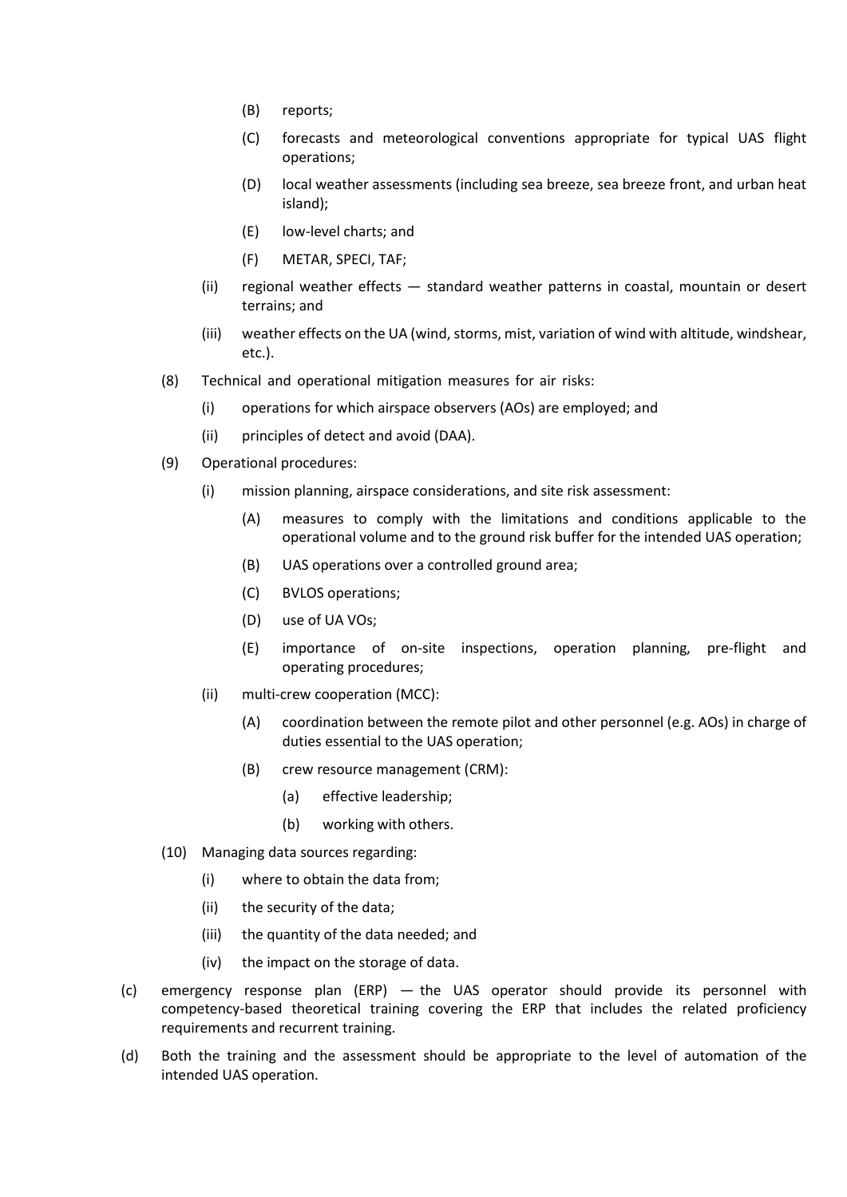(B) reports;

(C) forecasts and meteorological conventions appropriate for typical UAS flight operations;

(D) local weather assessments (including sea breeze, sea breeze front, and urban heat island);

(E) low-level charts; and

(F) METAR, SPECI, TAF;

(ii) regional weather effects — standard weather patterns in coastal, mountain or desert terrains; and

(iii) weather effects on the UA (wind, storms, mist, variation of wind with altitude, windshear, etc.).

(8) Technical and operational mitigation measures for air risks:

(i) operations for which airspace observers (AOs) are employed; and

(ii) principles of detect and avoid (DAA).

(9) Operational procedures:

(i) mission planning, airspace considerations, and site risk assessment:

(A) measures to comply with the limitations and conditions applicable to the operational volume and to the ground risk buffer for the intended UAS operation;

(B) UAS operations over a controlled ground area;

(C) BVLOS operations;

(D) use of UA VOs;

(E) importance of on-site inspections, operation planning, pre-flight and operating procedures;

(ii) multi-crew cooperation (MCC):

(A) coordination between the remote pilot and other personnel (e.g. AOs) in charge of duties essential to the UAS operation;

(B) crew resource management (CRM):

(a) effective leadership;

(b) working with others.

(10) Managing data sources regarding:

(i) where to obtain the data from;

(ii) the security of the data;

(iii) the quantity of the data needed; and

(iv) the impact on the storage of data.

(c) emergency response plan (ERP) — the UAS operator should provide its personnel with competency-based theoretical training covering the ERP that includes the related proficiency requirements and recurrent training.

(d) Both the training and the assessment should be appropriate to the level of automation of the intended UAS operation.